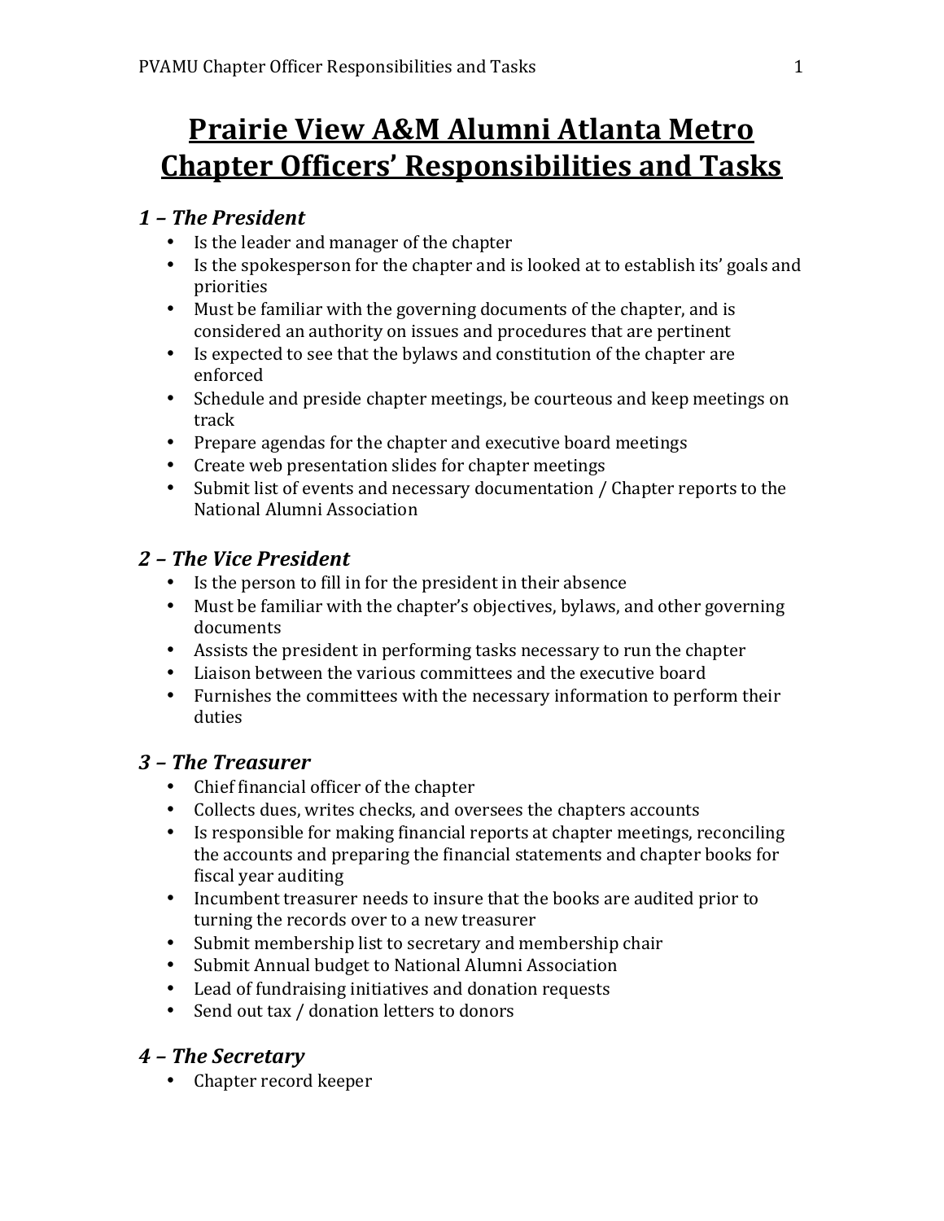# Prairie View A&M Alumni Atlanta Metro Chapter Officers' Responsibilities and Tasks

## *1 – The President*

- Is the leader and manager of the chapter
- Is the spokesperson for the chapter and is looked at to establish its' goals and priorities
- Must be familiar with the governing documents of the chapter, and is considered an authority on issues and procedures that are pertinent
- Is expected to see that the bylaws and constitution of the chapter are enforced
- Schedule and preside chapter meetings, be courteous and keep meetings on track
- Prepare agendas for the chapter and executive board meetings
- Create web presentation slides for chapter meetings
- Submit list of events and necessary documentation / Chapter reports to the National Alumni Association

## *2 – The Vice President*

- Is the person to fill in for the president in their absence
- Must be familiar with the chapter's objectives, bylaws, and other governing documents
- Assists the president in performing tasks necessary to run the chapter
- Liaison between the various committees and the executive board
- Furnishes the committees with the necessary information to perform their duties

## *3 – The Treasurer*

- Chief financial officer of the chapter
- Collects dues, writes checks, and oversees the chapters accounts
- Is responsible for making financial reports at chapter meetings, reconciling the accounts and preparing the financial statements and chapter books for fiscal year auditing
- Incumbent treasurer needs to insure that the books are audited prior to turning the records over to a new treasurer
- Submit membership list to secretary and membership chair
- Submit Annual budget to National Alumni Association
- Lead of fundraising initiatives and donation requests
- Send out tax / donation letters to donors

## *4 – The Secretary*

- Chapter record keeper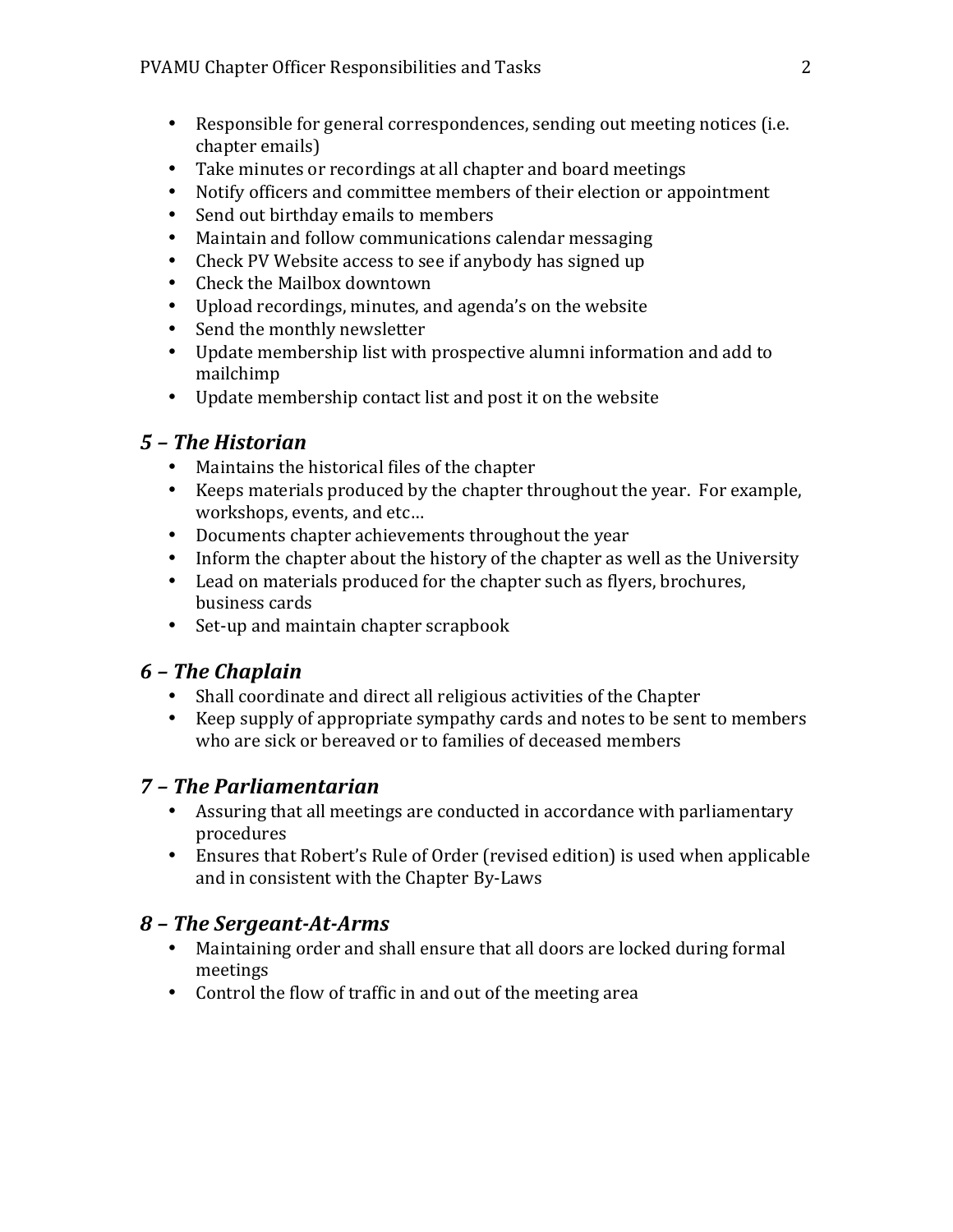- Responsible for general correspondences, sending out meeting notices (i.e. chapter emails)
- Take minutes or recordings at all chapter and board meetings
- Notify officers and committee members of their election or appointment
- Send out birthday emails to members
- Maintain and follow communications calendar messaging
- Check PV Website access to see if anybody has signed up
- Check the Mailbox downtown
- Upload recordings, minutes, and agenda's on the website
- Send the monthly newsletter
- Update membership list with prospective alumni information and add to mailchimp
- Update membership contact list and post it on the website

## *5 – The Historian*

- Maintains the historical files of the chapter
- Keeps materials produced by the chapter throughout the year. For example, workshops, events, and etc…
- Documents chapter achievements throughout the year
- Inform the chapter about the history of the chapter as well as the University
- Lead on materials produced for the chapter such as flyers, brochures, business cards
- Set-up and maintain chapter scrapbook

## *6 – The Chaplain*

- Shall coordinate and direct all religious activities of the Chapter
- Keep supply of appropriate sympathy cards and notes to be sent to members who are sick or bereaved or to families of deceased members

## *7 – The Parliamentarian*

- Assuring that all meetings are conducted in accordance with parliamentary procedures
- Ensures that Robert's Rule of Order (revised edition) is used when applicable and in consistent with the Chapter By-Laws

## *8 – The Sergeant-At-Arms*

- Maintaining order and shall ensure that all doors are locked during formal meetings
- Control the flow of traffic in and out of the meeting area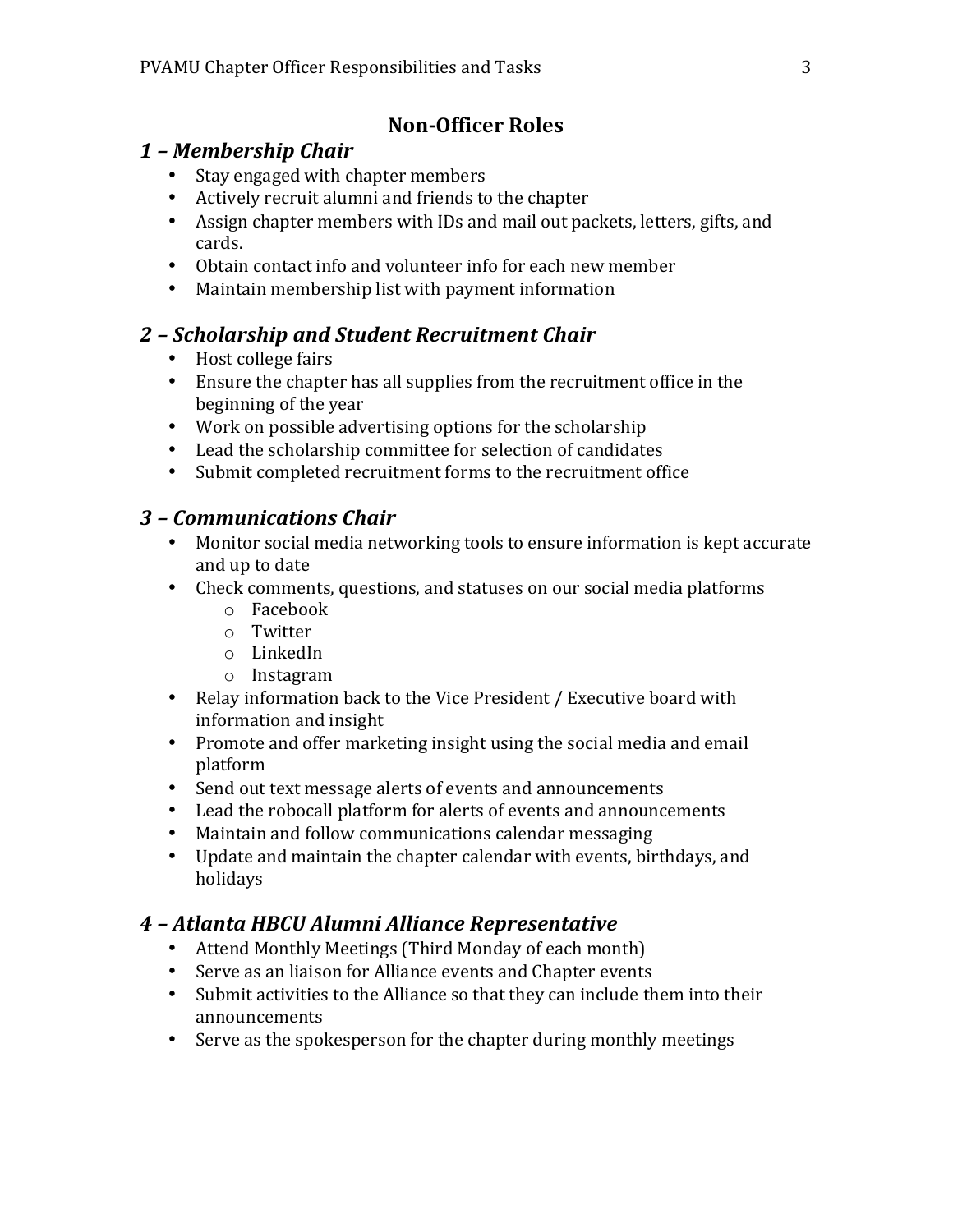## Non-Officer Roles

### *1 – Membership Chair*

- Stay engaged with chapter members
- Actively recruit alumni and friends to the chapter
- Assign chapter members with IDs and mail out packets, letters, gifts, and cards.
- Obtain contact info and volunteer info for each new member
- Maintain membership list with payment information

### *2 – Scholarship and Student Recruitment Chair*

- Host college fairs
- Ensure the chapter has all supplies from the recruitment office in the beginning of the year
- Work on possible advertising options for the scholarship
- Lead the scholarship committee for selection of candidates
- Submit completed recruitment forms to the recruitment office

### *3 – Communications Chair*

- Monitor social media networking tools to ensure information is kept accurate and up to date
- Check comments, questions, and statuses on our social media platforms
  - Facebook
  - Twitter
  - LinkedIn
  - Instagram
- Relay information back to the Vice President / Executive board with information and insight
- Promote and offer marketing insight using the social media and email platform
- Send out text message alerts of events and announcements
- Lead the robocall platform for alerts of events and announcements
- Maintain and follow communications calendar messaging
- Update and maintain the chapter calendar with events, birthdays, and holidays

### *4 – Atlanta HBCU Alumni Alliance Representative*

- Attend Monthly Meetings (Third Monday of each month)
- Serve as an liaison for Alliance events and Chapter events
- Submit activities to the Alliance so that they can include them into their announcements
- Serve as the spokesperson for the chapter during monthly meetings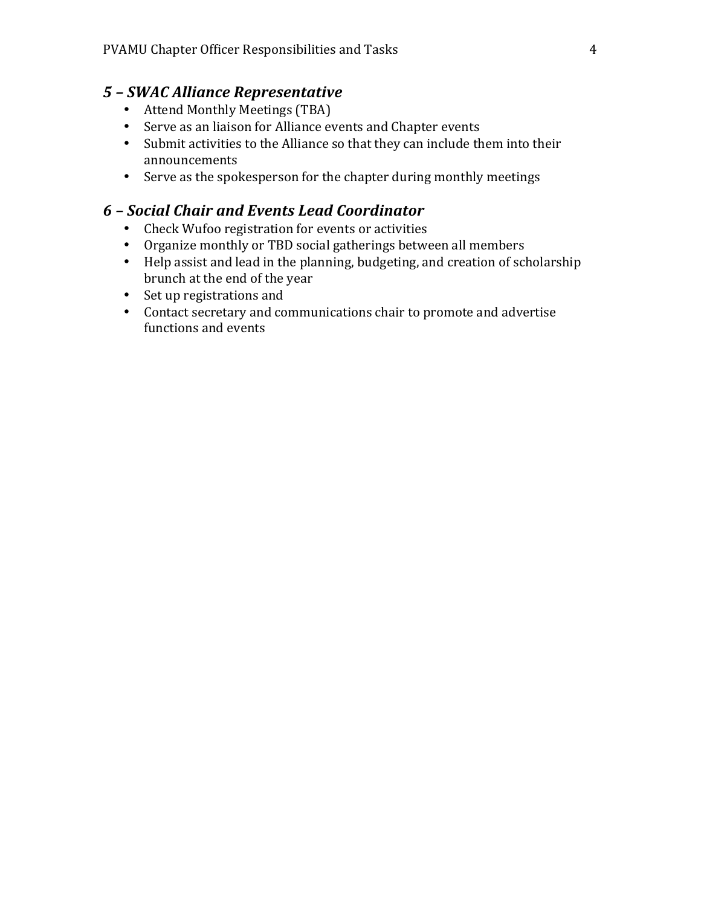### *5 – SWAC Alliance Representative*

- Attend Monthly Meetings (TBA)
- Serve as an liaison for Alliance events and Chapter events
- Submit activities to the Alliance so that they can include them into their announcements
- Serve as the spokesperson for the chapter during monthly meetings

### *6 – Social Chair and Events Lead Coordinator*

- Check Wufoo registration for events or activities
- Organize monthly or TBD social gatherings between all members
- Help assist and lead in the planning, budgeting, and creation of scholarship brunch at the end of the year
- Set up registrations and
- Contact secretary and communications chair to promote and advertise functions and events